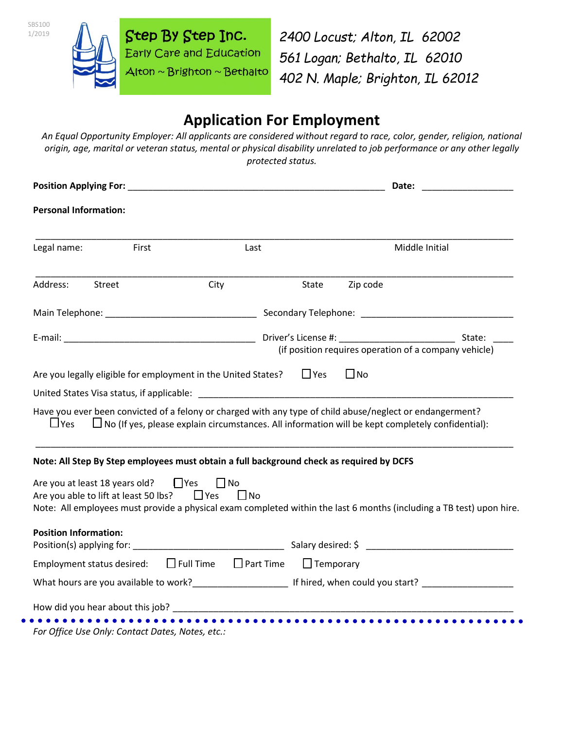SBS100
1/2019

**Step By Step Inc.**
Early Care and Education
Alton ~ Brighton ~ Bethalto

2400 Locust; Alton, IL 62002
561 Logan; Bethalto, IL 62010
402 N. Maple; Brighton, IL 62012

# Application For Employment

*An Equal Opportunity Employer: All applicants are considered without regard to race, color, gender, religion, national origin, age, marital or veteran status, mental or physical disability unrelated to job performance or any other legally protected status.*

**Position Applying For:** ____________________________________________________ **Date:** __________________

**Personal Information:**

_____________________________________________________________________________________________

Legal name: First Last Middle Initial

_____________________________________________________________________________________________

Address: Street City State Zip code

Main Telephone: ______________________________ Secondary Telephone: ______________________________

E-mail: ______________________________________ Driver's License #: _______________________ State: ____
(if position requires operation of a company vehicle)

Are you legally eligible for employment in the United States? ☐ Yes ☐ No

United States Visa status, if applicable: ______________________________________________________________

Have you ever been convicted of a felony or charged with any type of child abuse/neglect or endangerment?
☐ Yes ☐ No (If yes, please explain circumstances. All information will be kept completely confidential):

_____________________________________________________________________________________________

**Note: All Step By Step employees must obtain a full background check as required by DCFS**

Are you at least 18 years old? ☐ Yes ☐ No
Are you able to lift at least 50 lbs? ☐ Yes ☐ No
Note: All employees must provide a physical exam completed within the last 6 months (including a TB test) upon hire.

**Position Information:**
Position(s) applying for: ______________________________ Salary desired: $ ______________________________

Employment status desired: ☐ Full Time ☐ Part Time ☐ Temporary

What hours are you available to work?__________________ If hired, when could you start? __________________

How did you hear about this job? ___________________________________________________________________

*For Office Use Only: Contact Dates, Notes, etc.:*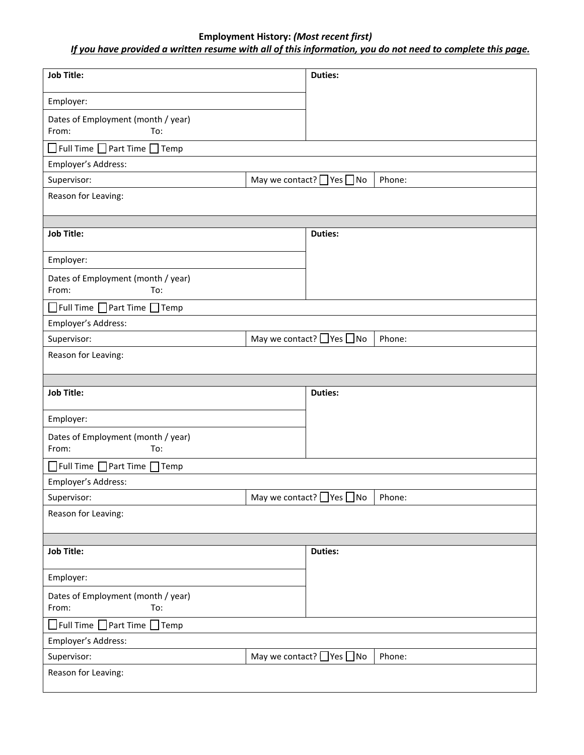**Employment History:** ***(Most recent first)***

***If you have provided a written resume with all of this information, you do not need to complete this page.***

| **Job Title:** | | **Duties:** | |
|---|---|---|---|
| Employer: | | | |
| Dates of Employment (month / year)<br>From: To: | | | |
| ☐ Full Time ☐ Part Time ☐ Temp | | | |
| Employer's Address: | | | |
| Supervisor: | May we contact? ☐ Yes ☐ No | | Phone: |
| Reason for Leaving: | | | |

| **Job Title:** | | **Duties:** | |
|---|---|---|---|
| Employer: | | | |
| Dates of Employment (month / year)<br>From: To: | | | |
| ☐ Full Time ☐ Part Time ☐ Temp | | | |
| Employer's Address: | | | |
| Supervisor: | May we contact? ☐ Yes ☐ No | | Phone: |
| Reason for Leaving: | | | |

| **Job Title:** | | **Duties:** | |
|---|---|---|---|
| Employer: | | | |
| Dates of Employment (month / year)<br>From: To: | | | |
| ☐ Full Time ☐ Part Time ☐ Temp | | | |
| Employer's Address: | | | |
| Supervisor: | May we contact? ☐ Yes ☐ No | | Phone: |
| Reason for Leaving: | | | |

| **Job Title:** | | **Duties:** | |
|---|---|---|---|
| Employer: | | | |
| Dates of Employment (month / year)<br>From: To: | | | |
| ☐ Full Time ☐ Part Time ☐ Temp | | | |
| Employer's Address: | | | |
| Supervisor: | May we contact? ☐ Yes ☐ No | | Phone: |
| Reason for Leaving: | | | |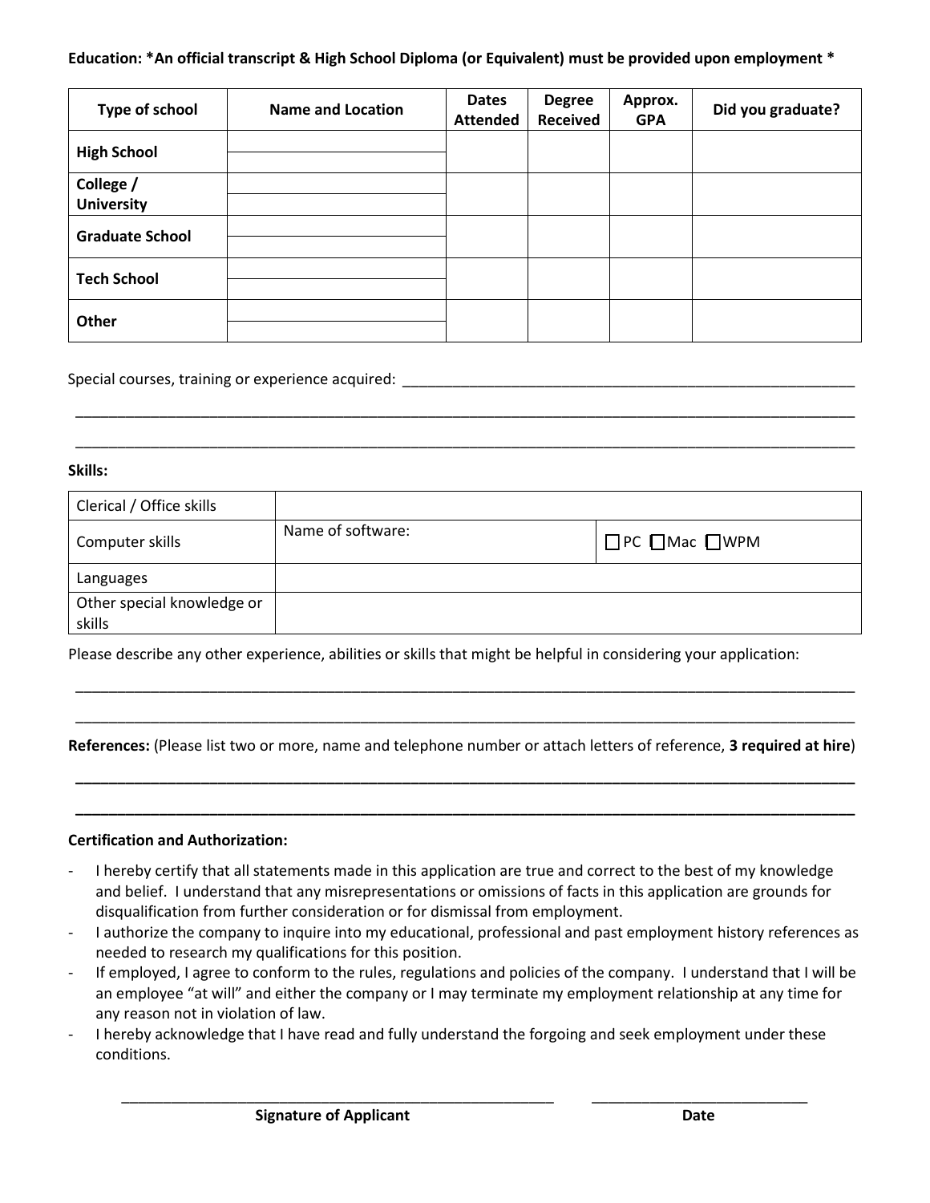**Education: *An official transcript & High School Diploma (or Equivalent) must be provided upon employment ***

| Type of school | Name and Location | Dates Attended | Degree Received | Approx. GPA | Did you graduate? |
|---|---|---|---|---|---|
| **High School** | | | | | |
| **College / University** | | | | | |
| **Graduate School** | | | | | |
| **Tech School** | | | | | |
| **Other** | | | | | |

Special courses, training or experience acquired: ___________________________________________________________

____________________________________________________________________________________________________

____________________________________________________________________________________________________

**Skills:**

| | | |
|---|---|---|
| Clerical / Office skills | | |
| Computer skills | Name of software: | ☐PC ☐Mac ☐WPM |
| Languages | | |
| Other special knowledge or skills | | |

Please describe any other experience, abilities or skills that might be helpful in considering your application:

____________________________________________________________________________________________________

____________________________________________________________________________________________________

**References:** (Please list two or more, name and telephone number or attach letters of reference, **3 required at hire**)

____________________________________________________________________________________________________

____________________________________________________________________________________________________

**Certification and Authorization:**

- I hereby certify that all statements made in this application are true and correct to the best of my knowledge and belief. I understand that any misrepresentations or omissions of facts in this application are grounds for disqualification from further consideration or for dismissal from employment.
- I authorize the company to inquire into my educational, professional and past employment history references as needed to research my qualifications for this position.
- If employed, I agree to conform to the rules, regulations and policies of the company. I understand that I will be an employee "at will" and either the company or I may terminate my employment relationship at any time for any reason not in violation of law.
- I hereby acknowledge that I have read and fully understand the forgoing and seek employment under these conditions.

_________________________________________________________ ___________________________

**Signature of Applicant** **Date**